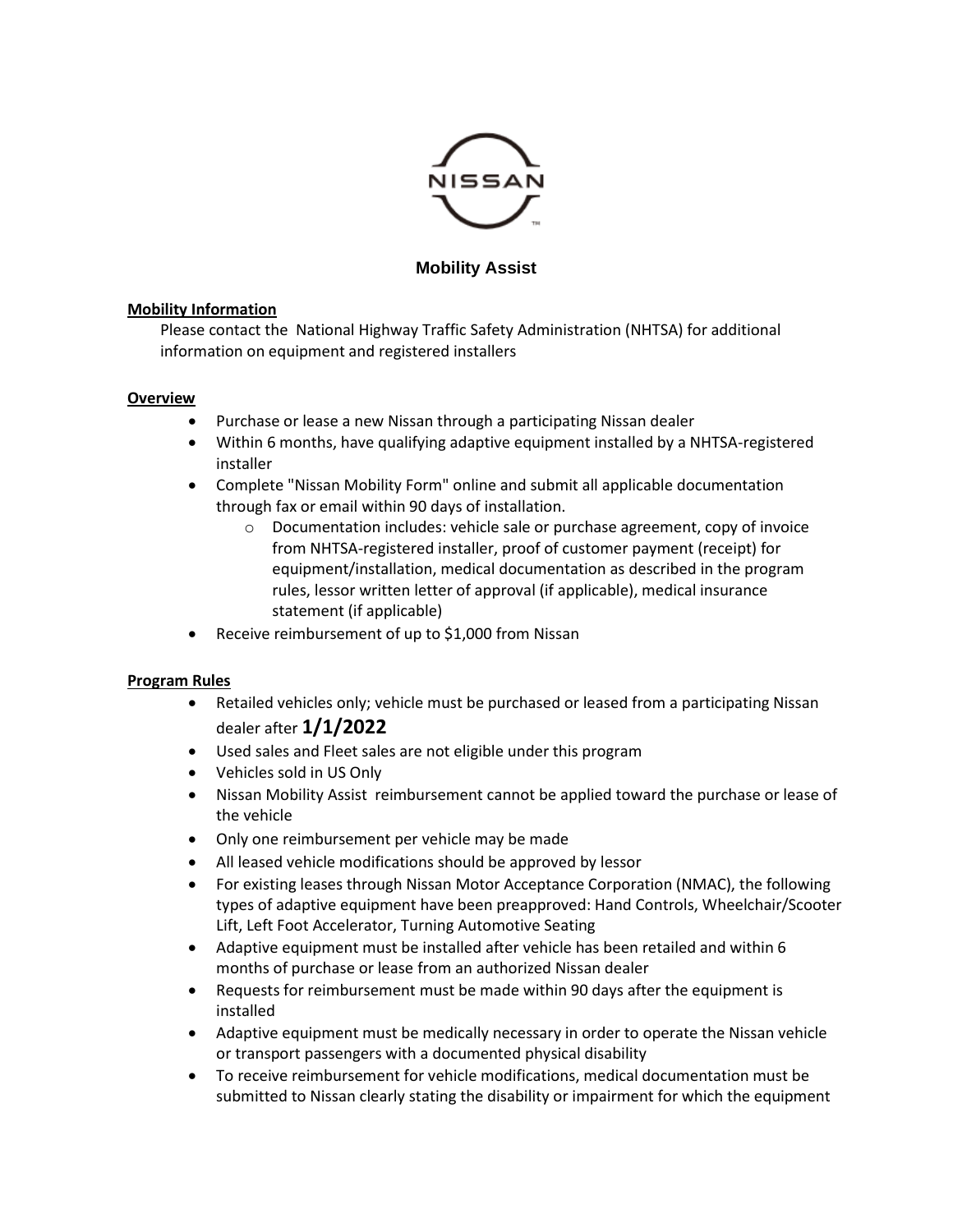NISSAN

# Mobility Assist

**Mobility Information**

Please contact the National Highway Traffic Safety Administration (NHTSA) for additional information on equipment and registered installers

**Overview**

- Purchase or lease a new Nissan through a participating Nissan dealer
- Within 6 months, have qualifying adaptive equipment installed by a NHTSA-registered installer
- Complete "Nissan Mobility Form" online and submit all applicable documentation through fax or email within 90 days of installation.
  - Documentation includes: vehicle sale or purchase agreement, copy of invoice from NHTSA-registered installer, proof of customer payment (receipt) for equipment/installation, medical documentation as described in the program rules, lessor written letter of approval (if applicable), medical insurance statement (if applicable)
- Receive reimbursement of up to $1,000 from Nissan

**Program Rules**

- Retailed vehicles only; vehicle must be purchased or leased from a participating Nissan dealer after **1/1/2022**
- Used sales and Fleet sales are not eligible under this program
- Vehicles sold in US Only
- Nissan Mobility Assist reimbursement cannot be applied toward the purchase or lease of the vehicle
- Only one reimbursement per vehicle may be made
- All leased vehicle modifications should be approved by lessor
- For existing leases through Nissan Motor Acceptance Corporation (NMAC), the following types of adaptive equipment have been preapproved: Hand Controls, Wheelchair/Scooter Lift, Left Foot Accelerator, Turning Automotive Seating
- Adaptive equipment must be installed after vehicle has been retailed and within 6 months of purchase or lease from an authorized Nissan dealer
- Requests for reimbursement must be made within 90 days after the equipment is installed
- Adaptive equipment must be medically necessary in order to operate the Nissan vehicle or transport passengers with a documented physical disability
- To receive reimbursement for vehicle modifications, medical documentation must be submitted to Nissan clearly stating the disability or impairment for which the equipment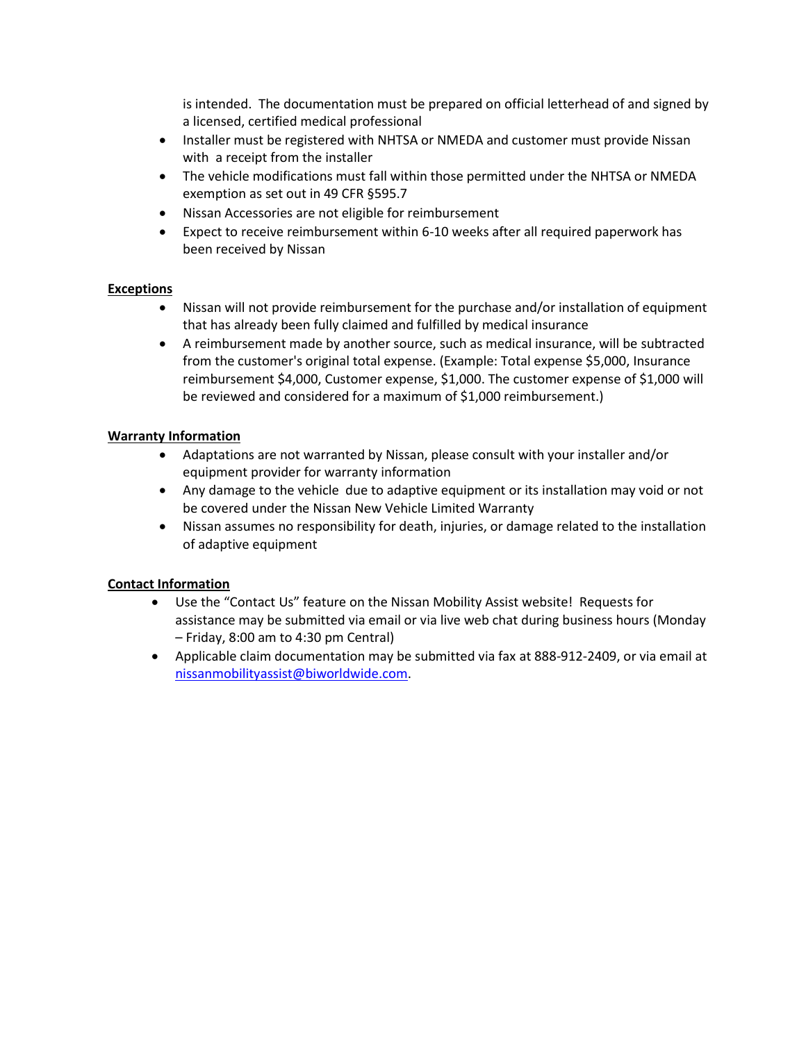is intended. The documentation must be prepared on official letterhead of and signed by a licensed, certified medical professional

- Installer must be registered with NHTSA or NMEDA and customer must provide Nissan with a receipt from the installer
- The vehicle modifications must fall within those permitted under the NHTSA or NMEDA exemption as set out in 49 CFR §595.7
- Nissan Accessories are not eligible for reimbursement
- Expect to receive reimbursement within 6-10 weeks after all required paperwork has been received by Nissan

**Exceptions**

- Nissan will not provide reimbursement for the purchase and/or installation of equipment that has already been fully claimed and fulfilled by medical insurance
- A reimbursement made by another source, such as medical insurance, will be subtracted from the customer's original total expense. (Example: Total expense $5,000, Insurance reimbursement $4,000, Customer expense, $1,000. The customer expense of $1,000 will be reviewed and considered for a maximum of $1,000 reimbursement.)

**Warranty Information**

- Adaptations are not warranted by Nissan, please consult with your installer and/or equipment provider for warranty information
- Any damage to the vehicle due to adaptive equipment or its installation may void or not be covered under the Nissan New Vehicle Limited Warranty
- Nissan assumes no responsibility for death, injuries, or damage related to the installation of adaptive equipment

**Contact Information**

- Use the "Contact Us" feature on the Nissan Mobility Assist website! Requests for assistance may be submitted via email or via live web chat during business hours (Monday – Friday, 8:00 am to 4:30 pm Central)
- Applicable claim documentation may be submitted via fax at 888-912-2409, or via email at nissanmobilityassist@biworldwide.com.